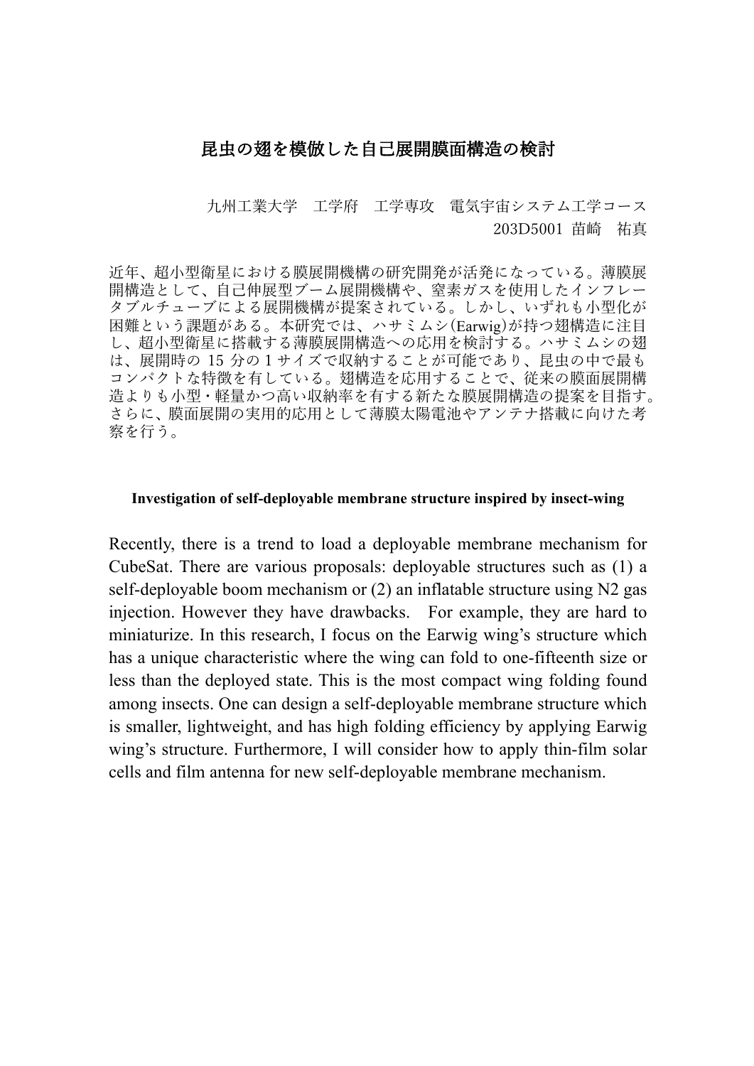# 昆虫の翅を模倣した自己展開膜面構造の検討

九州工業大学　工学府　工学専攻　電気宇宙システム工学コース
203D5001 苗崎　祐真

近年、超小型衛星における膜展開機構の研究開発が活発になっている。薄膜展開構造として、自己伸展型ブーム展開機構や、窒素ガスを使用したインフレータブルチューブによる展開機構が提案されている。しかし、いずれも小型化が困難という課題がある。本研究では、ハサミムシ(Earwig)が持つ翅構造に注目し、超小型衛星に搭載する薄膜展開構造への応用を検討する。ハサミムシの翅は、展開時の 15 分の 1 サイズで収納することが可能であり、昆虫の中で最もコンパクトな特徴を有している。翅構造を応用することで、従来の膜面展開構造よりも小型・軽量かつ高い収納率を有する新たな膜展開構造の提案を目指す。さらに、膜面展開の実用的応用として薄膜太陽電池やアンテナ搭載に向けた考察を行う。

## Investigation of self-deployable membrane structure inspired by insect-wing

Recently, there is a trend to load a deployable membrane mechanism for CubeSat. There are various proposals: deployable structures such as (1) a self-deployable boom mechanism or (2) an inflatable structure using $N_2$ gas injection. However they have drawbacks.  For example, they are hard to miniaturize. In this research, I focus on the Earwig wing's structure which has a unique characteristic where the wing can fold to one-fifteenth size or less than the deployed state. This is the most compact wing folding found among insects. One can design a self-deployable membrane structure which is smaller, lightweight, and has high folding efficiency by applying Earwig wing's structure. Furthermore, I will consider how to apply thin-film solar cells and film antenna for new self-deployable membrane mechanism.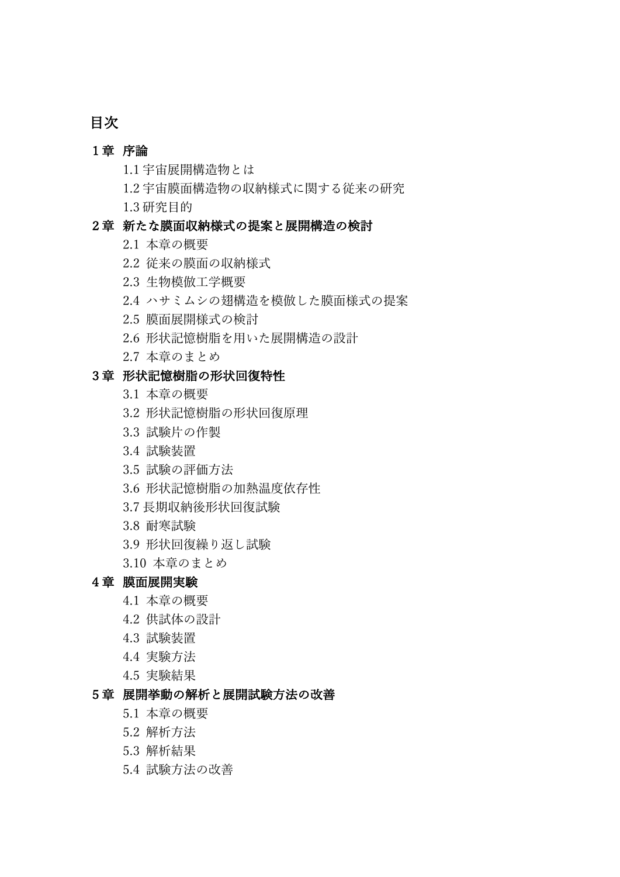# 目次

## 1章 序論

1.1 宇宙展開構造物とは
1.2 宇宙膜面構造物の収納様式に関する従来の研究
1.3 研究目的

## 2章 新たな膜面収納様式の提案と展開構造の検討

2.1 本章の概要
2.2 従来の膜面の収納様式
2.3 生物模倣工学概要
2.4 ハサミムシの翅構造を模倣した膜面様式の提案
2.5 膜面展開様式の検討
2.6 形状記憶樹脂を用いた展開構造の設計
2.7 本章のまとめ

## 3章 形状記憶樹脂の形状回復特性

3.1 本章の概要
3.2 形状記憶樹脂の形状回復原理
3.3 試験片の作製
3.4 試験装置
3.5 試験の評価方法
3.6 形状記憶樹脂の加熱温度依存性
3.7 長期収納後形状回復試験
3.8 耐寒試験
3.9 形状回復繰り返し試験
3.10 本章のまとめ

## 4章 膜面展開実験

4.1 本章の概要
4.2 供試体の設計
4.3 試験装置
4.4 実験方法
4.5 実験結果

## 5章 展開挙動の解析と展開試験方法の改善

5.1 本章の概要
5.2 解析方法
5.3 解析結果
5.4 試験方法の改善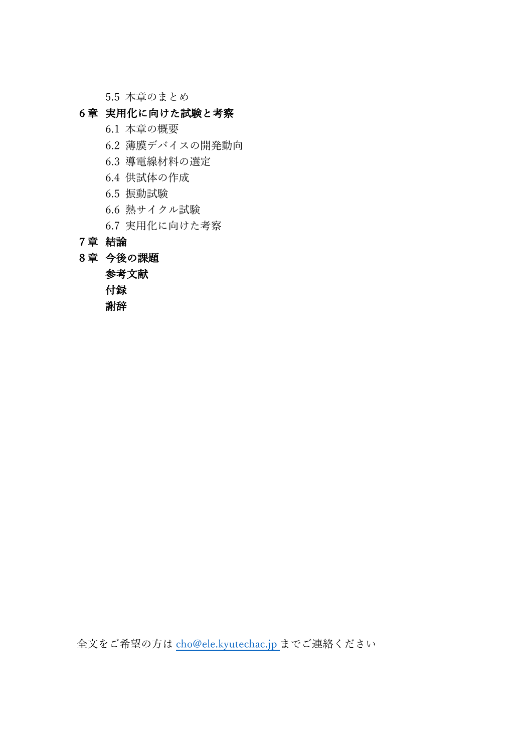5.5 本章のまとめ

**6 章 実用化に向けた試験と考察**

6.1 本章の概要

6.2 薄膜デバイスの開発動向

6.3 導電線材料の選定

6.4 供試体の作成

6.5 振動試験

6.6 熱サイクル試験

6.7 実用化に向けた考察

**7 章 結論**

**8 章 今後の課題**

**参考文献**

**付録**

**謝辞**

全文をご希望の方は cho@ele.kyutechac.jp までご連絡ください